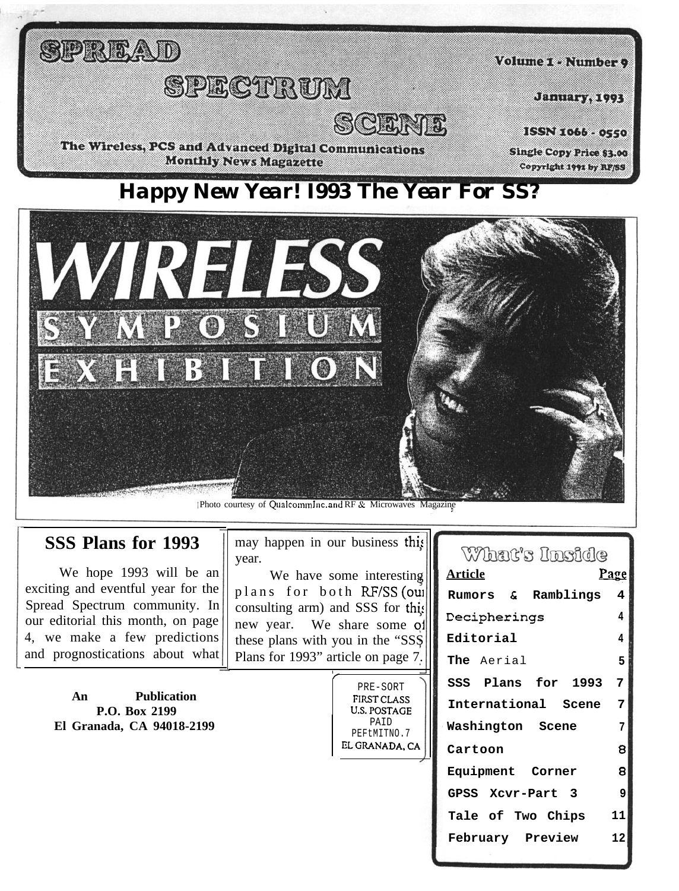# SPREAD SPECTRUM SCENE

**The Wireless, PCS and Advanced Digital Communications Monthly News Magazette**

Volume 1 - Number 9
January, 1993
ISSN 1066 - 0550
Single Copy Price $3.00
Copyright 1992 by RF/SS

## Happy New Year! 1993 The Year For SS?

WIRELESS SYMPOSIUM EXHIBITION

Photo courtesy of Qualcomm Inc. and RF & Microwaves Magazine

## SSS Plans for 1993

We hope 1993 will be an exciting and eventful year for the Spread Spectrum community. In our editorial this month, on page 4, we make a few predictions and prognostications about what may happen in our business this year.

We have some interesting plans for both RF/SS (our consulting arm) and SSS for this new year. We share some of these plans with you in the "SSS Plans for 1993" article on page 7.

**An Publication**
**P.O. Box 2199**
**El Granada, CA 94018-2199**

PRE-SORT
FIRST CLASS
U.S. POSTAGE
PAID
PERMIT NO. 7
EL GRANADA, CA

### What's Inside

| Article | Page |
|---|---|
| Rumors & Ramblings | 4 |
| Decipherings | 4 |
| Editorial | 4 |
| The Aerial | 5 |
| SSS Plans for 1993 | 7 |
| International Scene | 7 |
| Washington Scene | 7 |
| Cartoon | 8 |
| Equipment Corner | 8 |
| GPSS Xcvr-Part 3 | 9 |
| Tale of Two Chips | 11 |
| February Preview | 12 |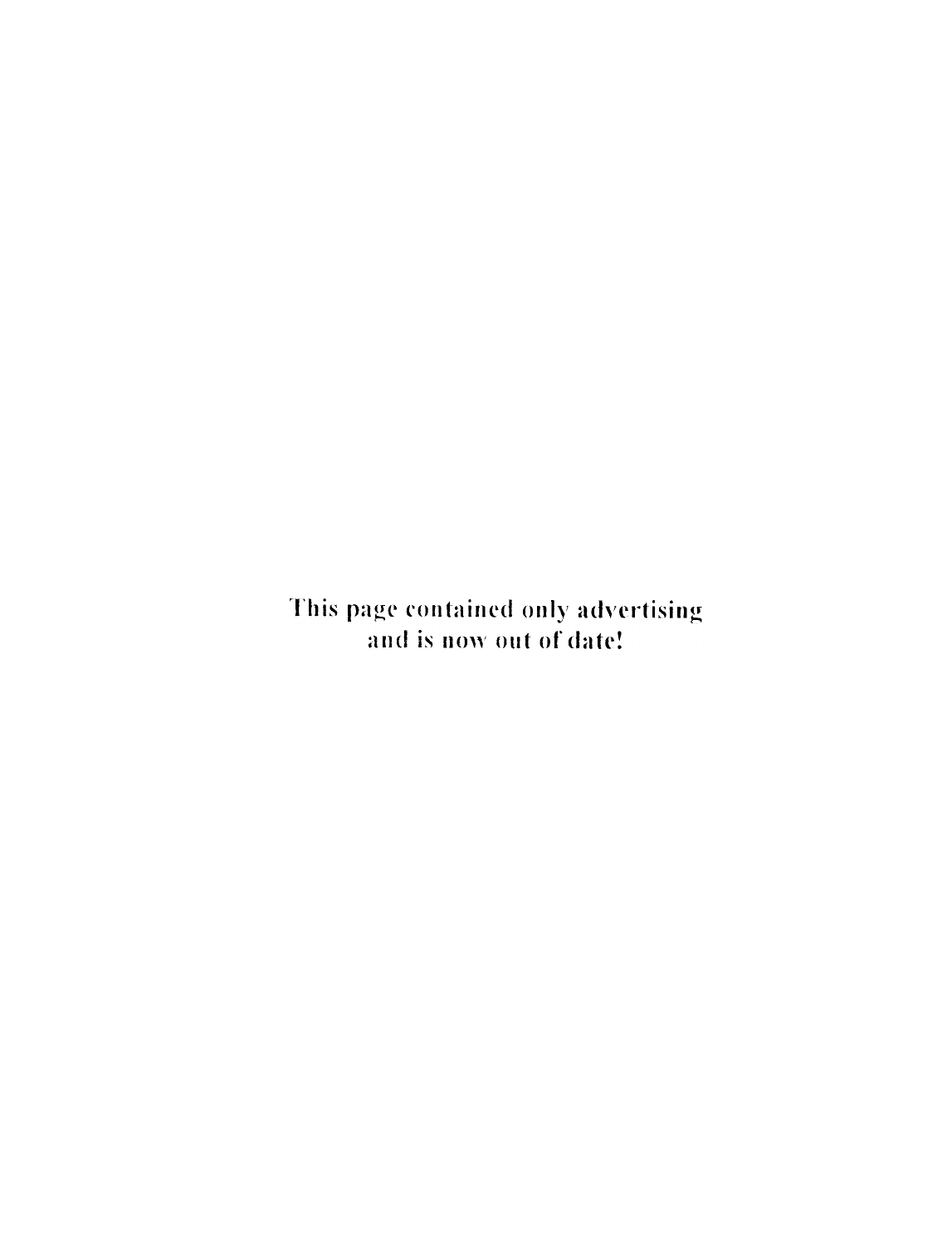This page contained only advertising
and is now out of date!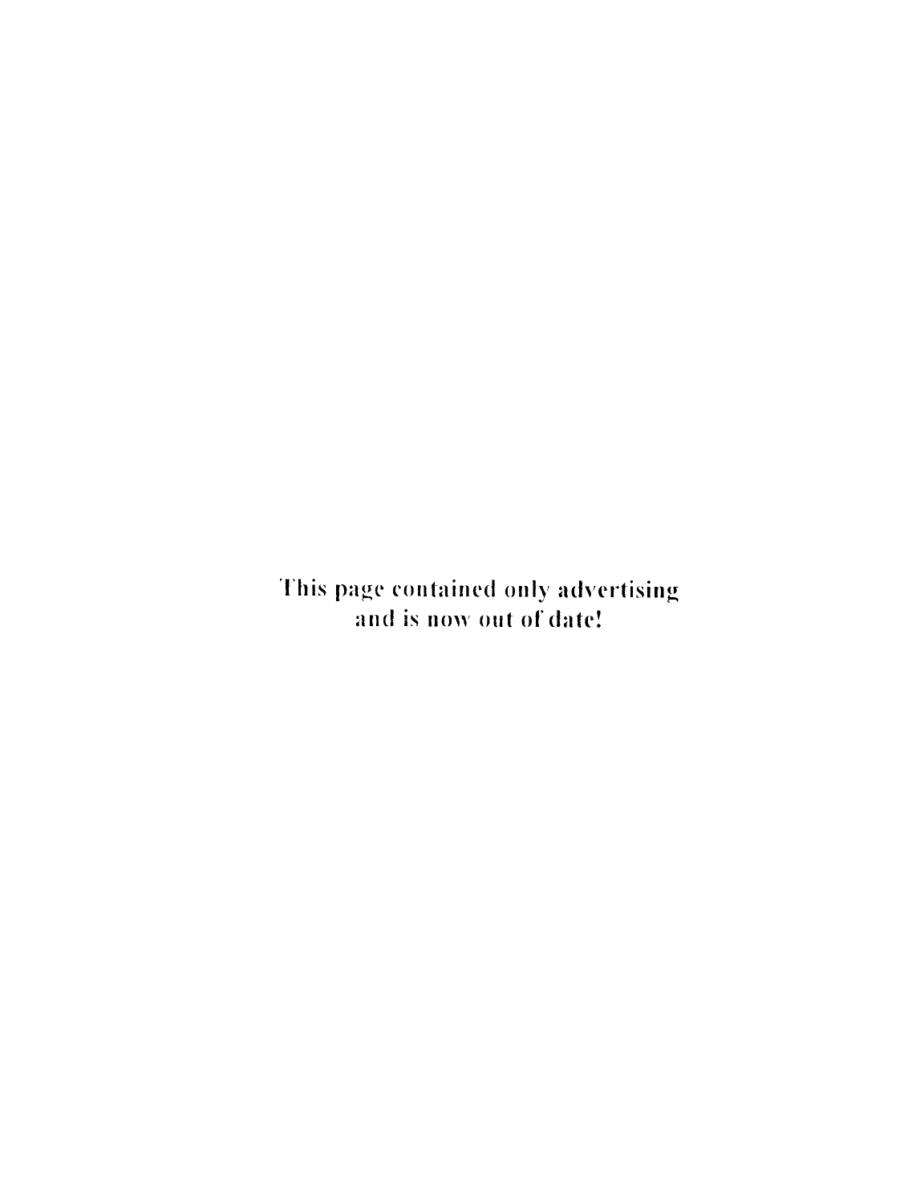This page contained only advertising
and is now out of date!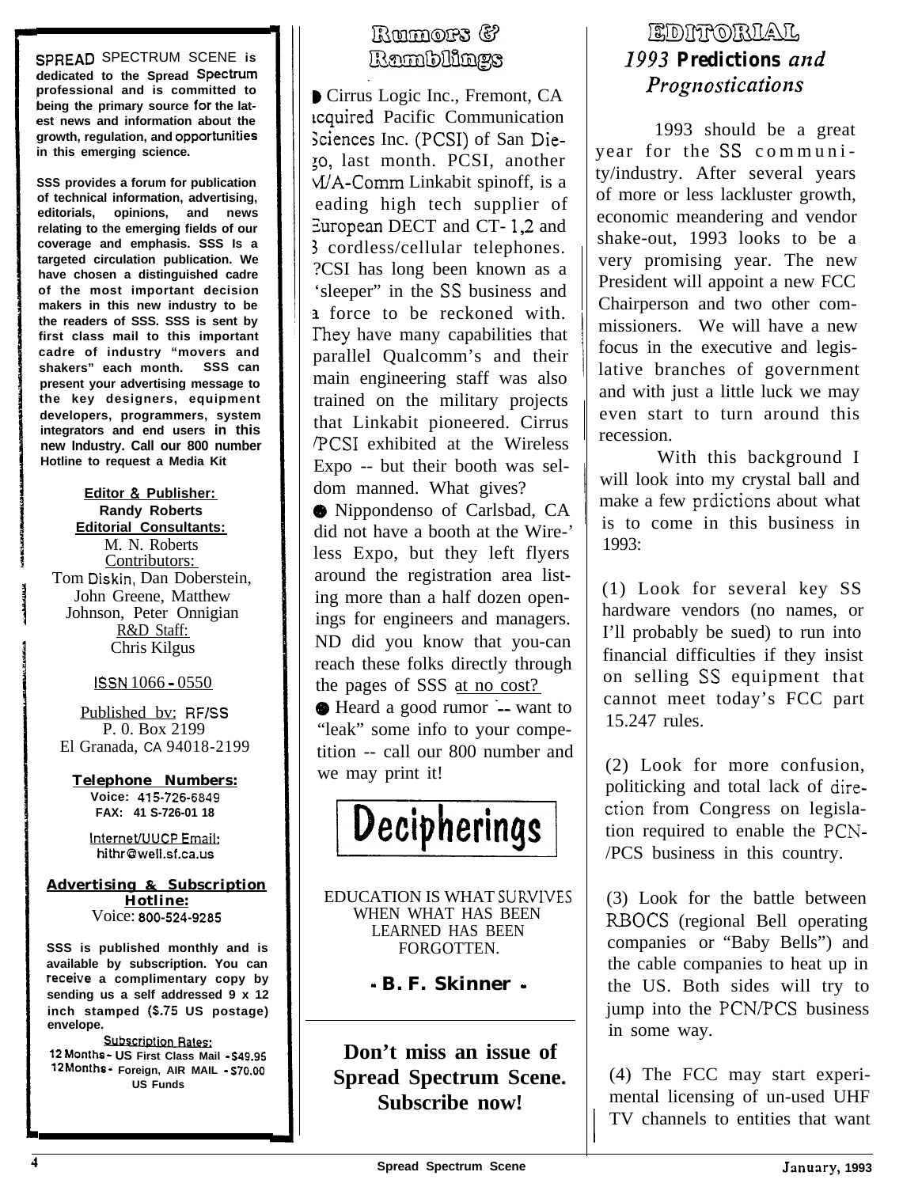**SPREAD SPECTRUM SCENE is dedicated to the Spread Spectrum professional and is committed to being the primary source for the latest news and information about the growth, regulation, and opportunities in this emerging science.**

**SSS provides a forum for publication of technical information, advertising, editorials, opinions, and news relating to the emerging fields of our coverage and emphasis. SSS Is a targeted circulation publication. We have chosen a distinguished cadre of the most important decision makers in this new industry to be the readers of SSS. SSS is sent by first class mail to this important cadre of industry "movers and shakers" each month. SSS can present your advertising message to the key designers, equipment developers, programmers, system integrators and end users in this new Industry. Call our 800 number Hotline to request a Media Kit**

**Editor & Publisher:**
**Randy Roberts**
**Editorial Consultants:**
M. N. Roberts
Contributors:
Tom Diskin, Dan Doberstein, John Greene, Matthew Johnson, Peter Onnigian
R&D Staff:
Chris Kilgus

ISSN 1066 - 0550

Published by: RF/SS
P. 0. Box 2199
El Granada, CA 94018-2199

**Telephone Numbers:**
Voice: 415-726-6849
FAX: 41 S-726-01 18

Internet/UUCP Email:
hithr@well.sf.ca.us

**Advertising & Subscription Hotline:**
Voice: 800-524-9285

**SSS is published monthly and is available by subscription. You can receive a complimentary copy by sending us a self addressed 9 x 12 inch stamped ($.75 US postage) envelope.**

Subscription Rates:
12 Months - US First Class Mail - $49.95
12 Months - Foreign, AIR MAIL - $70.00
US Funds

## Rumors & Ramblings

- Cirrus Logic Inc., Fremont, CA acquired Pacific Communication Sciences Inc. (PCSI) of San Diego, last month. PCSI, another M/A-Comm Linkabit spinoff, is a leading high tech supplier of European DECT and CT- 1,2 and 3 cordless/cellular telephones. PCSI has long been known as a 'sleeper" in the SS business and a force to be reckoned with. They have many capabilities that parallel Qualcomm's and their main engineering staff was also trained on the military projects that Linkabit pioneered. Cirrus /PCSI exhibited at the Wireless Expo -- but their booth was seldom manned. What gives?
- Nippondenso of Carlsbad, CA did not have a booth at the Wireless Expo, but they left flyers around the registration area listing more than a half dozen openings for engineers and managers. ND did you know that you-can reach these folks directly through the pages of SSS at no cost?
- Heard a good rumor -- want to "leak" some info to your competition -- call our 800 number and we may print it!

## Decipherings

EDUCATION IS WHAT SURVIVES WHEN WHAT HAS BEEN LEARNED HAS BEEN FORGOTTEN.

**- B. F. Skinner -**

**Don't miss an issue of Spread Spectrum Scene. Subscribe now!**

## EDITORIAL
### *1993* Predictions *and Prognostications*

1993 should be a great year for the SS community/industry. After several years of more or less lackluster growth, economic meandering and vendor shake-out, 1993 looks to be a very promising year. The new President will appoint a new FCC Chairperson and two other commissioners. We will have a new focus in the executive and legislative branches of government and with just a little luck we may even start to turn around this recession.

With this background I will look into my crystal ball and make a few prdictions about what is to come in this business in 1993:

(1) Look for several key SS hardware vendors (no names, or I'll probably be sued) to run into financial difficulties if they insist on selling SS equipment that cannot meet today's FCC part 15.247 rules.

(2) Look for more confusion, politicking and total lack of direction from Congress on legislation required to enable the PCN-/PCS business in this country.

(3) Look for the battle between RBOCS (regional Bell operating companies or "Baby Bells") and the cable companies to heat up in the US. Both sides will try to jump into the PCN/PCS business in some way.

(4) The FCC may start experimental licensing of un-used UHF TV channels to entities that want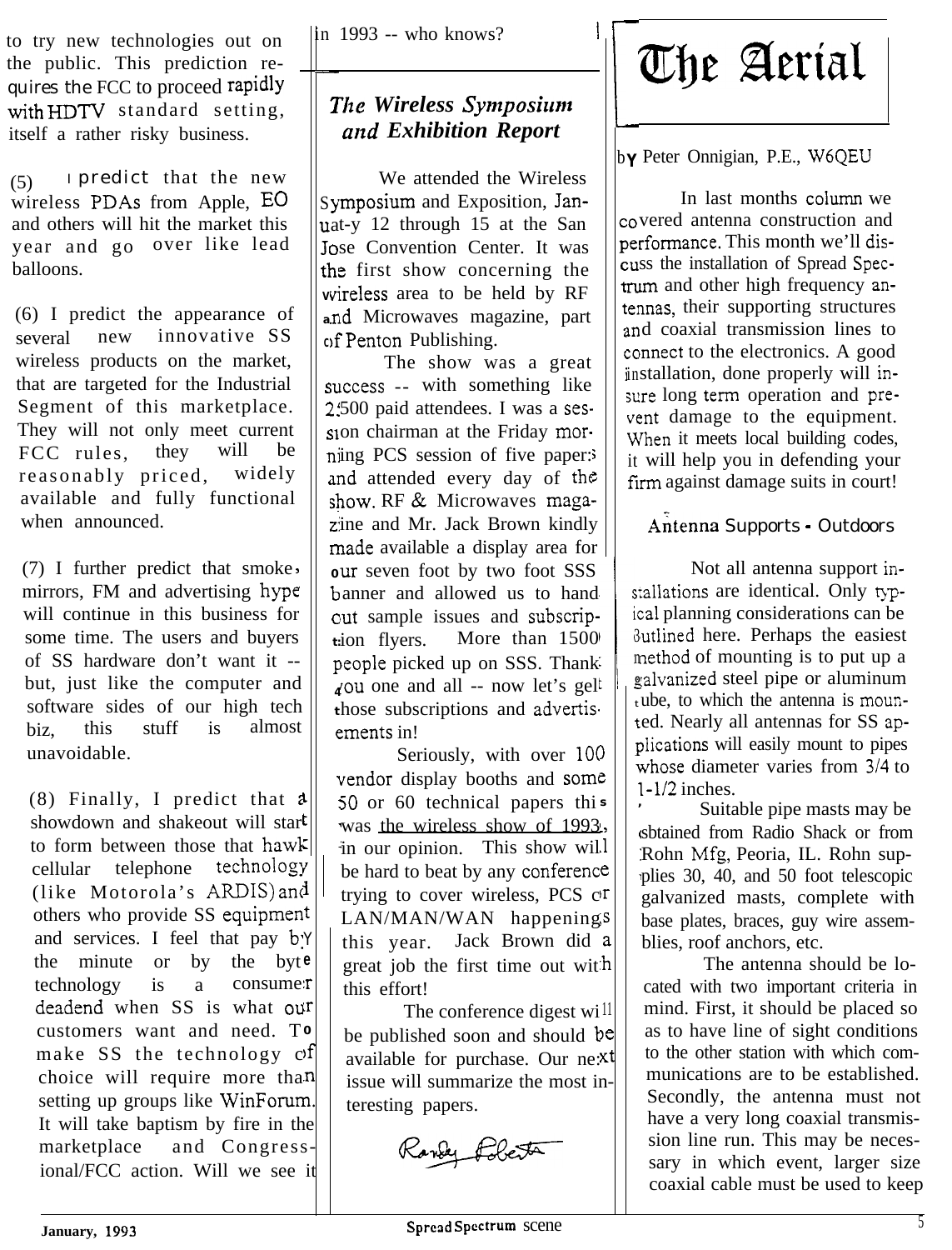to try new technologies out on the public. This prediction requires the FCC to proceed rapidly with HDTV standard setting, itself a rather risky business.

(5) I predict that the new wireless PDAs from Apple, EO and others will hit the market this year and go over like lead balloons.

(6) I predict the appearance of several new innovative SS wireless products on the market, that are targeted for the Industrial Segment of this marketplace. They will not only meet current FCC rules, they will be reasonably priced, widely available and fully functional when announced.

(7) I further predict that smoke, mirrors, FM and advertising hype will continue in this business for some time. The users and buyers of SS hardware don't want it -- but, just like the computer and software sides of our high tech biz, this stuff is almost unavoidable.

(8) Finally, I predict that a showdown and shakeout will start to form between those that hawk cellular telephone technology (like Motorola's ARDIS) and others who provide SS equipment and services. I feel that pay by the minute or by the byte technology is a consumer deadend when SS is what our customers want and need. To make SS the technology of choice will require more than setting up groups like WinForum. It will take baptism by fire in the marketplace and Congressional/FCC action. Will we see it in 1993 -- who knows?

## *The Wireless Symposium and Exhibition Report*

We attended the Wireless Symposium and Exposition, January 12 through 15 at the San Jose Convention Center. It was the first show concerning the wireless area to be held by RF and Microwaves magazine, part of Penton Publishing.

The show was a great success -- with something like 2,500 paid attendees. I was a session chairman at the Friday morning PCS session of five papers and attended every day of the show. RF & Microwaves magazine and Mr. Jack Brown kindly made available a display area for our seven foot by two foot SSS banner and allowed us to hand out sample issues and subscription flyers. More than 1500 people picked up on SSS. Thank you one and all -- now let's get those subscriptions and advertisements in!

Seriously, with over 100 vendor display booths and some 50 or 60 technical papers this was the wireless show of 1993, in our opinion. This show will be hard to beat by any conference trying to cover wireless, PCS or LAN/MAN/WAN happenings this year. Jack Brown did a great job the first time out with this effort!

The conference digest will be published soon and should be available for purchase. Our next issue will summarize the most interesting papers.

Randy Roberts

## The Aerial

by Peter Onnigian, P.E., W6QEU

In last months column we covered antenna construction and performance. This month we'll discuss the installation of Spread Spectrum and other high frequency antennas, their supporting structures and coaxial transmission lines to connect to the electronics. A good installation, done properly will insure long term operation and prevent damage to the equipment. When it meets local building codes, it will help you in defending your firm against damage suits in court!

### Antenna Supports - Outdoors

Not all antenna support installations are identical. Only typical planning considerations can be outlined here. Perhaps the easiest method of mounting is to put up a galvanized steel pipe or aluminum tube, to which the antenna is mounted. Nearly all antennas for SS applications will easily mount to pipes whose diameter varies from 3/4 to 1-1/2 inches.

Suitable pipe masts may be obtained from Radio Shack or from Rohn Mfg, Peoria, IL. Rohn supplies 30, 40, and 50 foot telescopic galvanized masts, complete with base plates, braces, guy wire assemblies, roof anchors, etc.

The antenna should be located with two important criteria in mind. First, it should be placed so as to have line of sight conditions to the other station with which communications are to be established. Secondly, the antenna must not have a very long coaxial transmission line run. This may be necessary in which event, larger size coaxial cable must be used to keep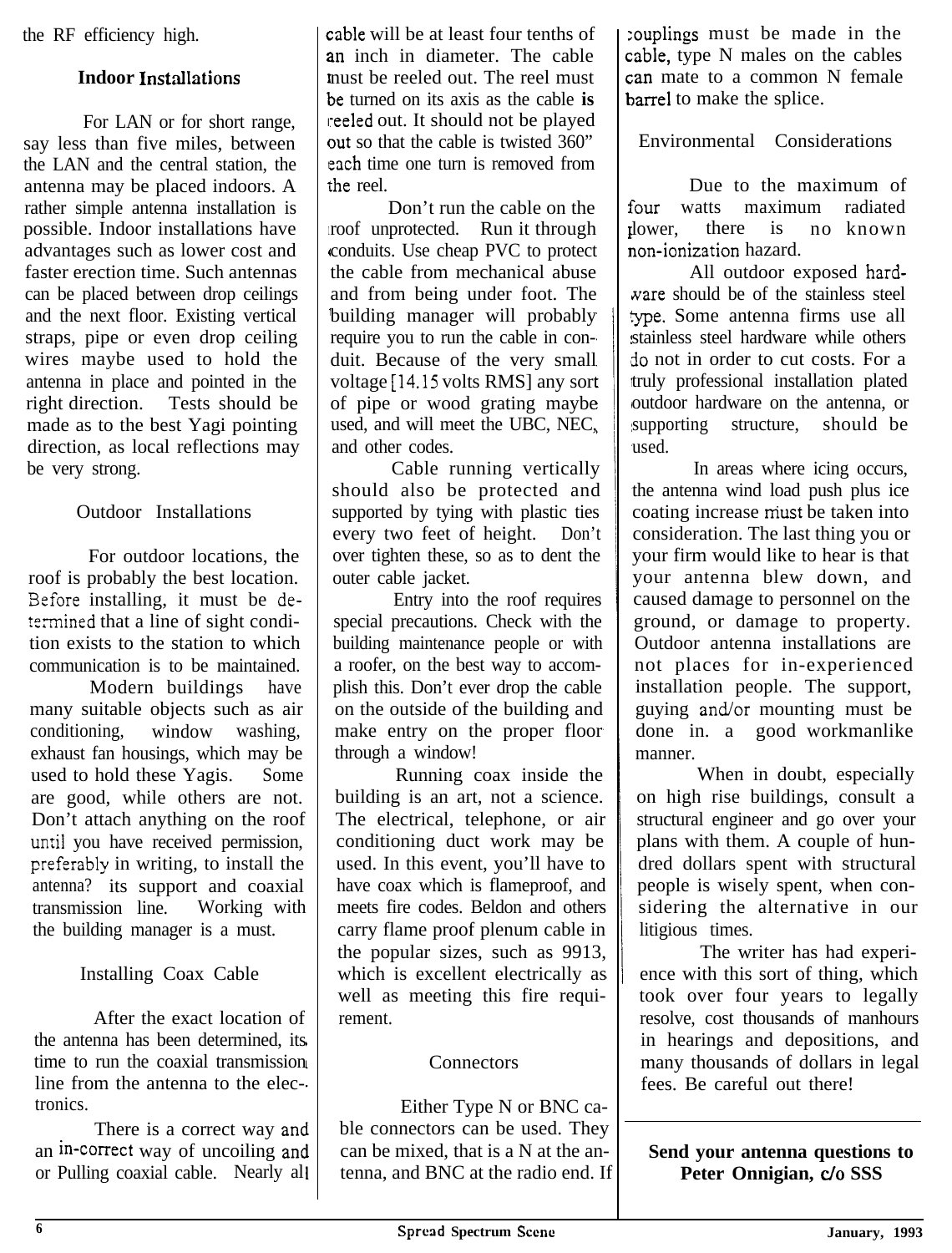the RF efficiency high.

## Indoor Installations

For LAN or for short range, say less than five miles, between the LAN and the central station, the antenna may be placed indoors. A rather simple antenna installation is possible. Indoor installations have advantages such as lower cost and faster erection time. Such antennas can be placed between drop ceilings and the next floor. Existing vertical straps, pipe or even drop ceiling wires maybe used to hold the antenna in place and pointed in the right direction. Tests should be made as to the best Yagi pointing direction, as local reflections may be very strong.

## Outdoor Installations

For outdoor locations, the roof is probably the best location. Before installing, it must be determined that a line of sight condition exists to the station to which communication is to be maintained.

Modern buildings have many suitable objects such as air conditioning, window washing, exhaust fan housings, which may be used to hold these Yagis. Some are good, while others are not. Don't attach anything on the roof until you have received permission, preferably in writing, to install the antenna? its support and coaxial transmission line. Working with the building manager is a must.

## Installing Coax Cable

After the exact location of the antenna has been determined, its time to run the coaxial transmission line from the antenna to the electronics.

There is a correct way and an in-correct way of uncoiling and or Pulling coaxial cable. Nearly all cable will be at least four tenths of an inch in diameter. The cable must be reeled out. The reel must be turned on its axis as the cable **is** reeled out. It should not be played out so that the cable is twisted 360" each time one turn is removed from the reel.

Don't run the cable on the roof unprotected. Run it through conduits. Use cheap PVC to protect the cable from mechanical abuse and from being under foot. The building manager will probably require you to run the cable in conduit. Because of the very small voltage [14.15 volts RMS] any sort of pipe or wood grating maybe used, and will meet the UBC, NEC, and other codes.

Cable running vertically should also be protected and supported by tying with plastic ties every two feet of height. Don't over tighten these, so as to dent the outer cable jacket.

Entry into the roof requires special precautions. Check with the building maintenance people or with a roofer, on the best way to accomplish this. Don't ever drop the cable on the outside of the building and make entry on the proper floor through a window!

Running coax inside the building is an art, not a science. The electrical, telephone, or air conditioning duct work may be used. In this event, you'll have to have coax which is flameproof, and meets fire codes. Beldon and others carry flame proof plenum cable in the popular sizes, such as 9913, which is excellent electrically as well as meeting this fire requirement.

## Connectors

Either Type N or BNC cable connectors can be used. They can be mixed, that is a N at the antenna, and BNC at the radio end. If couplings must be made in the cable, type N males on the cables can mate to a common N female barrel to make the splice.

## Environmental Considerations

Due to the maximum of four watts maximum radiated power, there is no known non-ionization hazard.

All outdoor exposed hardware should be of the stainless steel type. Some antenna firms use all stainless steel hardware while others do not in order to cut costs. For a truly professional installation plated outdoor hardware on the antenna, or supporting structure, should be used.

In areas where icing occurs, the antenna wind load push plus ice coating increase must be taken into consideration. The last thing you or your firm would like to hear is that your antenna blew down, and caused damage to personnel on the ground, or damage to property. Outdoor antenna installations are not places for in-experienced installation people. The support, guying and/or mounting must be done in. a good workmanlike manner.

When in doubt, especially on high rise buildings, consult a structural engineer and go over your plans with them. A couple of hundred dollars spent with structural people is wisely spent, when considering the alternative in our litigious times.

The writer has had experience with this sort of thing, which took over four years to legally resolve, cost thousands of manhours in hearings and depositions, and many thousands of dollars in legal fees. Be careful out there!

---

**Send your antenna questions to Peter Onnigian, c/o SSS**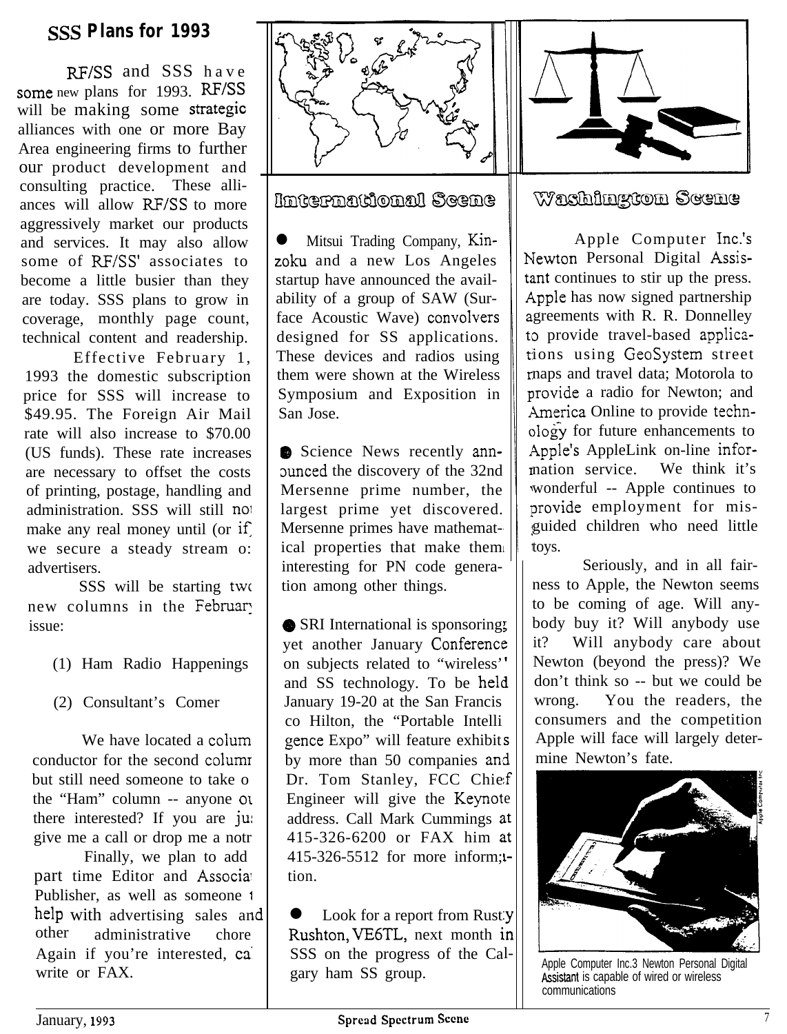## SSS Plans for 1993

RF/SS and SSS have some new plans for 1993. RF/SS will be making some strategic alliances with one or more Bay Area engineering firms to further our product development and consulting practice. These alliances will allow RF/SS to more aggressively market our products and services. It may also allow some of RF/SS' associates to become a little busier than they are today. SSS plans to grow in coverage, monthly page count, technical content and readership.

Effective February 1, 1993 the domestic subscription price for SSS will increase to $49.95. The Foreign Air Mail rate will also increase to $70.00 (US funds). These rate increases are necessary to offset the costs of printing, postage, handling and administration. SSS will still not make any real money until (or if) we secure a steady stream of advertisers.

SSS will be starting two new columns in the February issue:

(1) Ham Radio Happenings

(2) Consultant's Corner

We have located a column conductor for the second column but still need someone to take on the "Ham" column -- anyone out there interested? If you are just give me a call or drop me a note.

Finally, we plan to add part time Editor and Associate Publisher, as well as someone to help with advertising sales and other administrative chores. Again if you're interested, call write or FAX.

## International Scene

- Mitsui Trading Company, Kinzoku and a new Los Angeles startup have announced the availability of a group of SAW (Surface Acoustic Wave) convolvers designed for SS applications. These devices and radios using them were shown at the Wireless Symposium and Exposition in San Jose.

- Science News recently announced the discovery of the 32nd Mersenne prime number, the largest prime yet discovered. Mersenne primes have mathematical properties that make them interesting for PN code generation among other things.

- SRI International is sponsoring yet another January Conference on subjects related to "wireless" and SS technology. To be held January 19-20 at the San Francisco Hilton, the "Portable Intelligence Expo" will feature exhibits by more than 50 companies and Dr. Tom Stanley, FCC Chief Engineer will give the Keynote address. Call Mark Cummings at 415-326-6200 or FAX him at 415-326-5512 for more information.

- Look for a report from Rusty Rushton, VE6TL, next month in SSS on the progress of the Calgary ham SS group.

## Washington Scene

Apple Computer Inc.'s Newton Personal Digital Assistant continues to stir up the press. Apple has now signed partnership agreements with R. R. Donnelley to provide travel-based applications using GeoSystem street maps and travel data; Motorola to provide a radio for Newton; and America Online to provide technology for future enhancements to Apple's AppleLink on-line information service. We think it's wonderful -- Apple continues to provide employment for misguided children who need little toys.

Seriously, and in all fairness to Apple, the Newton seems to be coming of age. Will anybody buy it? Will anybody use it? Will anybody care about Newton (beyond the press)? We don't think so -- but we could be wrong. You the readers, the consumers and the competition Apple will face will largely determine Newton's fate.

Apple Computer Inc.3 Newton Personal Digital Assistant is capable of wired or wireless communications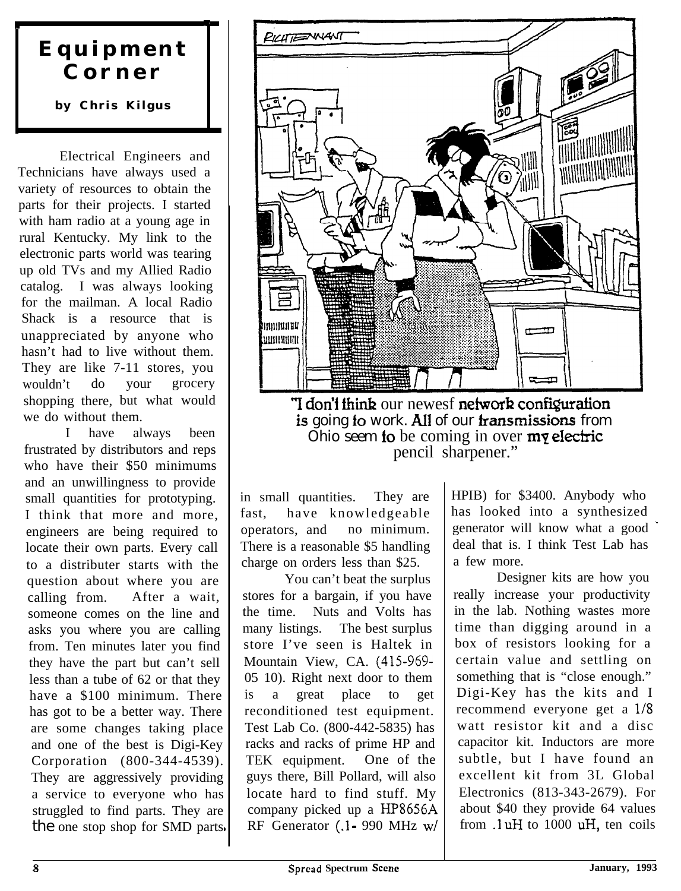# Equipment Corner

**by Chris Kilgus**

Electrical Engineers and Technicians have always used a variety of resources to obtain the parts for their projects. I started with ham radio at a young age in rural Kentucky. My link to the electronic parts world was tearing up old TVs and my Allied Radio catalog. I was always looking for the mailman. A local Radio Shack is a resource that is unappreciated by anyone who hasn't had to live without them. They are like 7-11 stores, you wouldn't do your grocery shopping there, but what would we do without them.

I have always been frustrated by distributors and reps who have their $50 minimums and an unwillingness to provide small quantities for prototyping. I think that more and more, engineers are being required to locate their own parts. Every call to a distributer starts with the question about where you are calling from. After a wait, someone comes on the line and asks you where you are calling from. Ten minutes later you find they have the part but can't sell less than a tube of 62 or that they have a $100 minimum. There has got to be a better way. There are some changes taking place and one of the best is Digi-Key Corporation (800-344-4539). They are aggressively providing a service to everyone who has struggled to find parts. They are the one stop shop for SMD parts in small quantities. They are fast, have knowledgeable operators, and no minimum. There is a reasonable $5 handling charge on orders less than $25.

"I don't think our newest network configuration is going to work. All of our transmissions from Ohio seem to be coming in over my electric pencil sharpener."

You can't beat the surplus stores for a bargain, if you have the time. Nuts and Volts has many listings. The best surplus store I've seen is Haltek in Mountain View, CA. (415-969-0510). Right next door to them is a great place to get reconditioned test equipment. Test Lab Co. (800-442-5835) has racks and racks of prime HP and TEK equipment. One of the guys there, Bill Pollard, will also locate hard to find stuff. My company picked up a HP8656A RF Generator (.1- 990 MHz w/ HPIB) for $3400. Anybody who has looked into a synthesized generator will know what a good deal that is. I think Test Lab has a few more.

Designer kits are how you really increase your productivity in the lab. Nothing wastes more time than digging around in a box of resistors looking for a certain value and settling on something that is "close enough." Digi-Key has the kits and I recommend everyone get a 1/8 watt resistor kit and a disc capacitor kit. Inductors are more subtle, but I have found an excellent kit from 3L Global Electronics (813-343-2679). For about $40 they provide 64 values from .1uH to 1000 uH, ten coils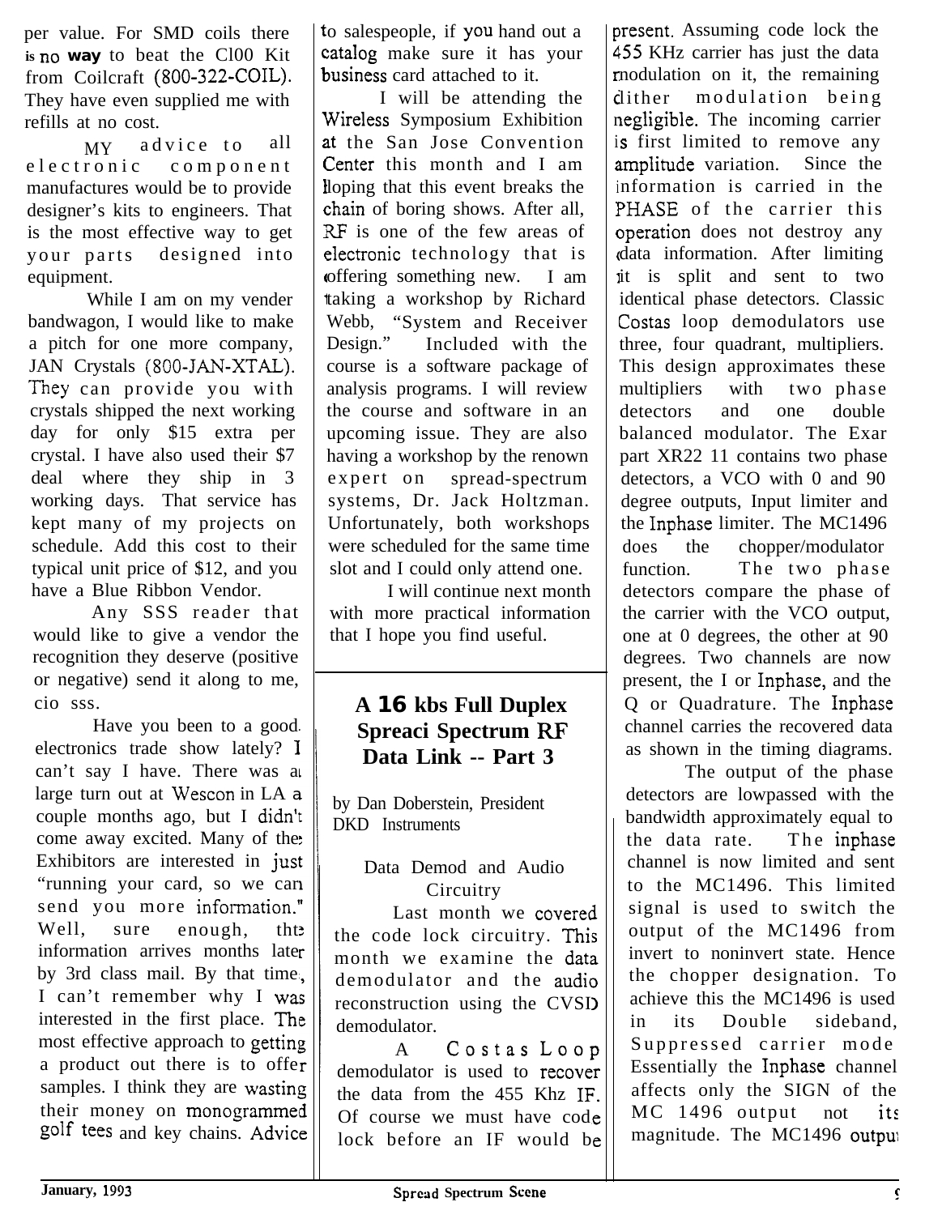per value. For SMD coils there is no way to beat the Cl00 Kit from Coilcraft (800-322-COIL). They have even supplied me with refills at no cost.

MY advice to all electronic component manufactures would be to provide designer's kits to engineers. That is the most effective way to get your parts designed into equipment.

While I am on my vender bandwagon, I would like to make a pitch for one more company, JAN Crystals (800-JAN-XTAL). They can provide you with crystals shipped the next working day for only $15 extra per crystal. I have also used their $7 deal where they ship in 3 working days. That service has kept many of my projects on schedule. Add this cost to their typical unit price of $12, and you have a Blue Ribbon Vendor.

Any SSS reader that would like to give a vendor the recognition they deserve (positive or negative) send it along to me, cio sss.

Have you been to a good electronics trade show lately? I can't say I have. There was a large turn out at Wescon in LA a couple months ago, but I didn't come away excited. Many of the Exhibitors are interested in just "running your card, so we can send you more information." Well, sure enough, the information arrives months later by 3rd class mail. By that time, I can't remember why I was interested in the first place. The most effective approach to getting a product out there is to offer samples. I think they are wasting their money on monogrammed golf tees and key chains. Advice to salespeople, if you hand out a catalog make sure it has your business card attached to it.

I will be attending the Wireless Symposium Exhibition at the San Jose Convention Center this month and I am hoping that this event breaks the chain of boring shows. After all, RF is one of the few areas of electronic technology that is offering something new. I am taking a workshop by Richard Webb, "System and Receiver Design." Included with the course is a software package of analysis programs. I will review the course and software in an upcoming issue. They are also having a workshop by the renown expert on spread-spectrum systems, Dr. Jack Holtzman. Unfortunately, both workshops were scheduled for the same time slot and I could only attend one.

I will continue next month with more practical information that I hope you find useful.

## A 16 kbs Full Duplex Spreaci Spectrum RF Data Link -- Part 3

by Dan Doberstein, President DKD Instruments

### Data Demod and Audio Circuitry

Last month we covered the code lock circuitry. This month we examine the data demodulator and the audio reconstruction using the CVSD demodulator.

A Costas Loop demodulator is used to recover the data from the 455 Khz IF. Of course we must have code lock before an IF would be present. Assuming code lock the 455 KHz carrier has just the data modulation on it, the remaining dither modulation being negligible. The incoming carrier is first limited to remove any amplitude variation. Since the information is carried in the PHASE of the carrier this operation does not destroy any data information. After limiting it is split and sent to two identical phase detectors. Classic Costas loop demodulators use three, four quadrant, multipliers. This design approximates these multipliers with two phase detectors and one double balanced modulator. The Exar part XR22 11 contains two phase detectors, a VCO with 0 and 90 degree outputs, Input limiter and the Inphase limiter. The MC1496 does the chopper/modulator function. The two phase detectors compare the phase of the carrier with the VCO output, one at 0 degrees, the other at 90 degrees. Two channels are now present, the I or Inphase, and the Q or Quadrature. The Inphase channel carries the recovered data as shown in the timing diagrams.

The output of the phase detectors are lowpassed with the bandwidth approximately equal to the data rate. The inphase channel is now limited and sent to the MC1496. This limited signal is used to switch the output of the MC1496 from invert to noninvert state. Hence the chopper designation. To achieve this the MC1496 is used in its Double sideband, Suppressed carrier mode Essentially the Inphase channel affects only the SIGN of the MC 1496 output not its magnitude. The MC1496 output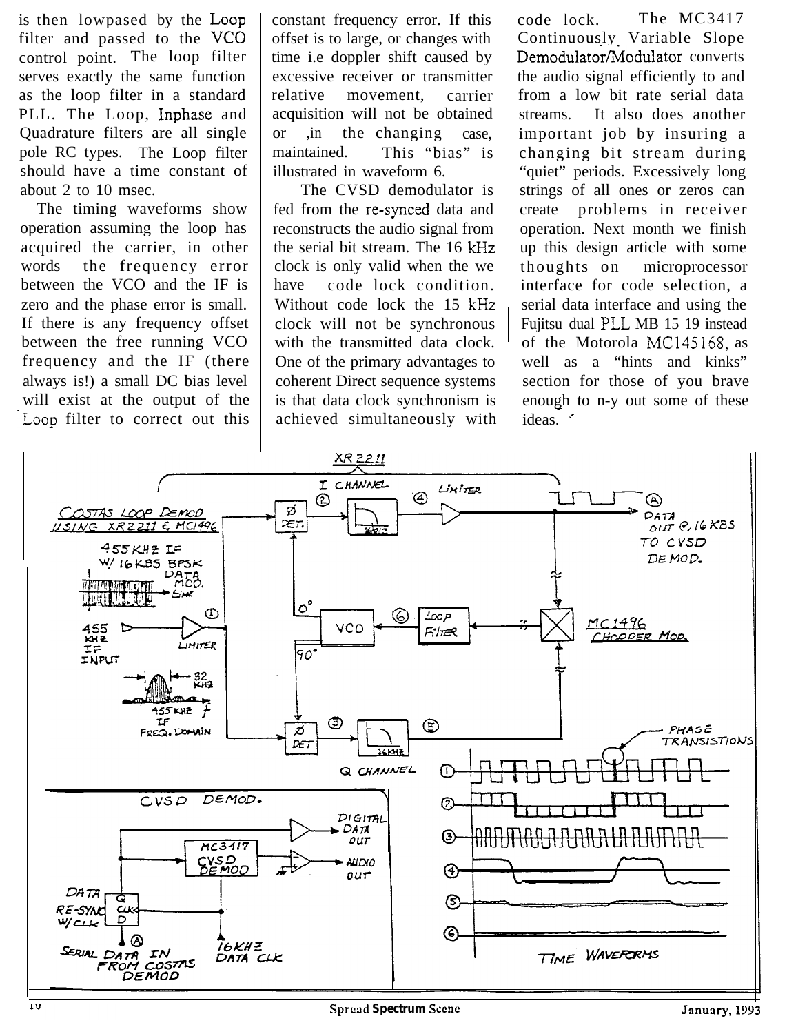is then lowpased by the Loop filter and passed to the VCO control point. The loop filter serves exactly the same function as the loop filter in a standard PLL. The Loop, Inphase and Quadrature filters are all single pole RC types. The Loop filter should have a time constant of about 2 to 10 msec.

The timing waveforms show operation assuming the loop has acquired the carrier, in other words the frequency error between the VCO and the IF is zero and the phase error is small. If there is any frequency offset between the free running VCO frequency and the IF (there always is!) a small DC bias level will exist at the output of the Loop filter to correct out this constant frequency error. If this offset is to large, or changes with time i.e doppler shift caused by excessive receiver or transmitter relative movement, carrier acquisition will not be obtained or ,in the changing case, maintained. This "bias" is illustrated in waveform 6.

The CVSD demodulator is fed from the re-synced data and reconstructs the audio signal from the serial bit stream. The 16 kHz clock is only valid when the we have code lock condition. Without code lock the 15 kHz clock will not be synchronous with the transmitted data clock. One of the primary advantages to coherent Direct sequence systems is that data clock synchronism is achieved simultaneously with code lock. The MC3417 Continuously Variable Slope Demodulator/Modulator converts the audio signal efficiently to and from a low bit rate serial data streams. It also does another important job by insuring a changing bit stream during "quiet" periods. Excessively long strings of all ones or zeros can create problems in receiver operation. Next month we finish up this design article with some thoughts on microprocessor interface for code selection, a serial data interface and using the Fujitsu dual PLL MB 15 19 instead of the Motorola MC145168, as well as a "hints and kinks" section for those of you brave enough to n-y out some of these ideas.

COSTAS LOOP DEMOD USING XR2211 & MC1496

XR 2211 — I CHANNEL — Ø DET. — 16KHZ — LIMITER — Ⓐ DATA OUT @ 16 KBS TO CVSD DEMOD.

455 KHZ IF W/ 16 KBS BPSK DATA MOD. — 455 KHZ IF INPUT — LIMITER

VCO (0°, 90°) — LOOP FILTER — MC1496 CHOPPER MOD.

32 KHZ — 455 KHZ IF FREQ. DOMAIN

Ø DET — 16KHZ — Q CHANNEL

PHASE TRANSITIONS — TIME WAVEFORMS ①–⑥

CVSD DEMOD. — MC3417 CVSD DEMOD — DIGITAL DATA OUT — AUDIO OUT — DATA RE-SYNC W/CLK (Q CLK D) — Ⓐ SERIAL DATA IN FROM COSTAS DEMOD — 16KHZ DATA CLK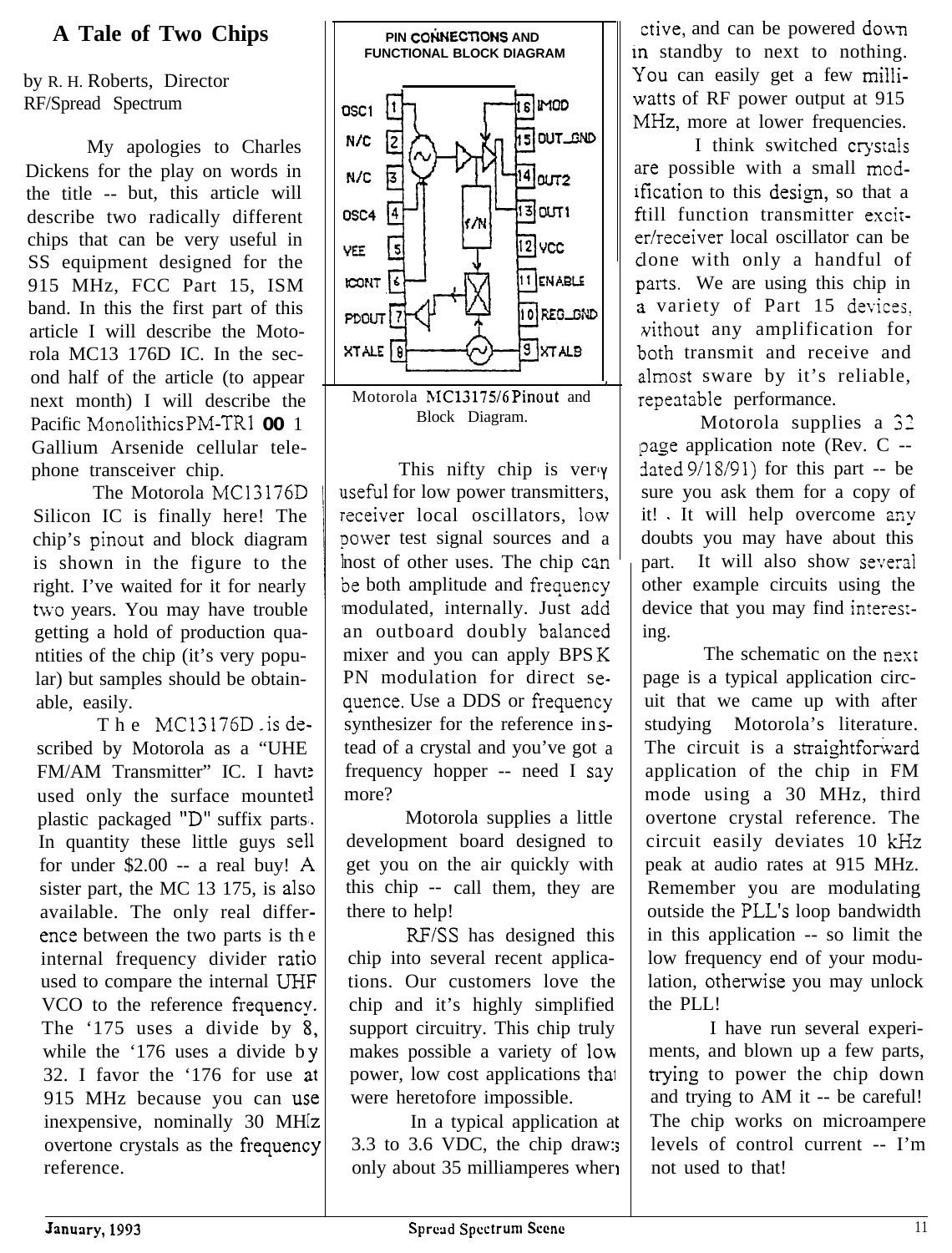# A Tale of Two Chips

by R. H. Roberts, Director RF/Spread Spectrum

My apologies to Charles Dickens for the play on words in the title -- but, this article will describe two radically different chips that can be very useful in SS equipment designed for the 915 MHz, FCC Part 15, ISM band. In this the first part of this article I will describe the Motorola MC13 176D IC. In the second half of the article (to appear next month) I will describe the Pacific Monolithics PM-TR1 00 1 Gallium Arsenide cellular telephone transceiver chip.

The Motorola MC13176D Silicon IC is finally here! The chip's pinout and block diagram is shown in the figure to the right. I've waited for it for nearly two years. You may have trouble getting a hold of production quantities of the chip (it's very popular) but samples should be obtainable, easily.

The MC13176D is described by Motorola as a "UHF FM/AM Transmitter" IC. I have used only the surface mounted plastic packaged "D" suffix parts. In quantity these little guys sell for under $2.00 -- a real buy! A sister part, the MC 13 175, is also available. The only real difference between the two parts is the internal frequency divider ratio used to compare the internal UHF VCO to the reference frequency. The '175 uses a divide by 8, while the '176 uses a divide by 32. I favor the '176 for use at 915 MHz because you can use inexpensive, nominally 30 MHz overtone crystals as the frequency reference.

PIN CONNECTIONS AND FUNCTIONAL BLOCK DIAGRAM

OSC1 1 | 16 IMOD
N/C 2 | 15 OUT_GND
N/C 3 | 14 OUT2
OSC4 4 | 13 OUT1
VEE 5 | 12 VCC
ICONT 6 | 11 ENABLE
PDOUT 7 | 10 REG_GND
XTALE 8 | 9 XTALB

Motorola MC13175/6 Pinout and Block Diagram.

This nifty chip is very useful for low power transmitters, receiver local oscillators, low power test signal sources and a host of other uses. The chip can be both amplitude and frequency modulated, internally. Just add an outboard doubly balanced mixer and you can apply BPSK PN modulation for direct sequence. Use a DDS or frequency synthesizer for the reference instead of a crystal and you've got a frequency hopper -- need I say more?

Motorola supplies a little development board designed to get you on the air quickly with this chip -- call them, they are there to help!

RF/SS has designed this chip into several recent applications. Our customers love the chip and it's highly simplified support circuitry. This chip truly makes possible a variety of low power, low cost applications that were heretofore impossible.

In a typical application at 3.3 to 3.6 VDC, the chip draws only about 35 milliamperes when active, and can be powered down in standby to next to nothing. You can easily get a few milliwatts of RF power output at 915 MHz, more at lower frequencies.

I think switched crystals are possible with a small modification to this design, so that a full function transmitter exciter/receiver local oscillator can be done with only a handful of parts. We are using this chip in a variety of Part 15 devices, without any amplification for both transmit and receive and almost sware by it's reliable, repeatable performance.

Motorola supplies a 32 page application note (Rev. C -- dated 9/18/91) for this part -- be sure you ask them for a copy of it! It will help overcome any doubts you may have about this part. It will also show several other example circuits using the device that you may find interesting.

The schematic on the next page is a typical application circuit that we came up with after studying Motorola's literature. The circuit is a straightforward application of the chip in FM mode using a 30 MHz, third overtone crystal reference. The circuit easily deviates 10 kHz peak at audio rates at 915 MHz. Remember you are modulating outside the PLL's loop bandwidth in this application -- so limit the low frequency end of your modulation, otherwise you may unlock the PLL!

I have run several experiments, and blown up a few parts, trying to power the chip down and trying to AM it -- be careful! The chip works on microampere levels of control current -- I'm not used to that!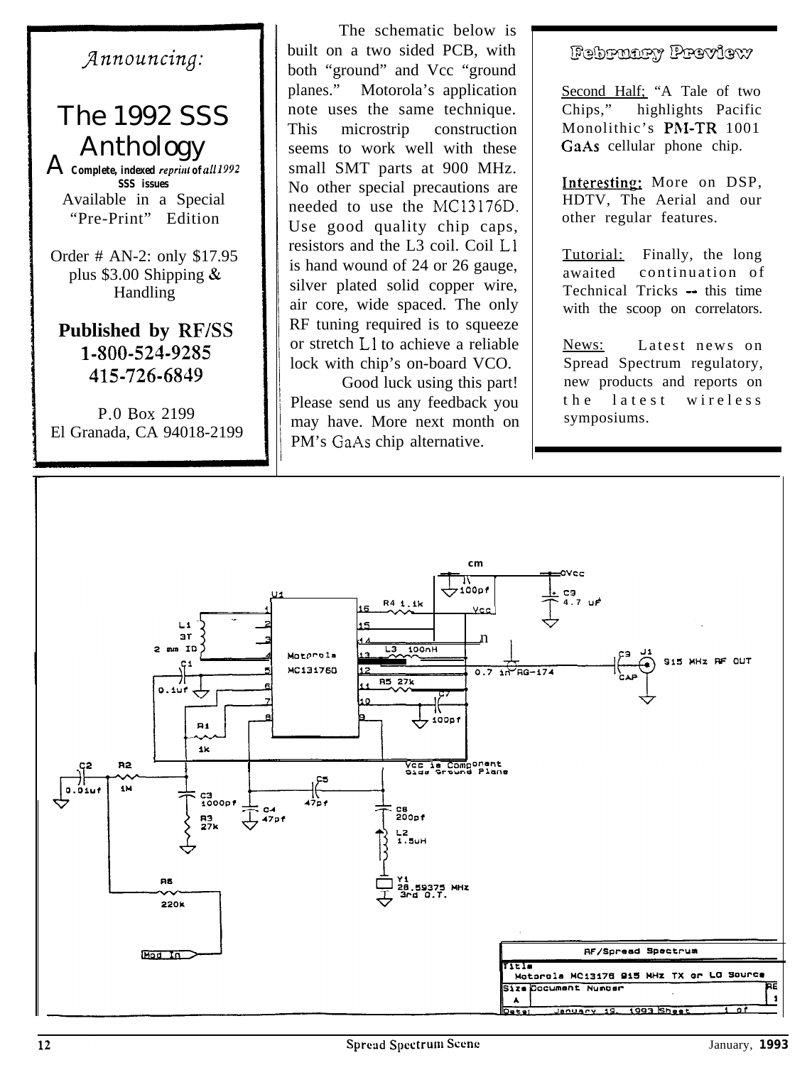*Announcing:*

# The 1992 SSS Anthology

**A Complete, indexed *reprint* of *all 1992* SSS issues**

Available in a Special "Pre-Print" Edition

Order # AN-2: only $17.95 plus $3.00 Shipping & Handling

**Published by RF/SS**
**1-800-524-9285**
**415-726-6849**

P.0 Box 2199
El Granada, CA 94018-2199

The schematic below is built on a two sided PCB, with both "ground" and Vcc "ground planes." Motorola's application note uses the same technique. This microstrip construction seems to work well with these small SMT parts at 900 MHz. No other special precautions are needed to use the MC13176D. Use good quality chip caps, resistors and the L3 coil. Coil L1 is hand wound of 24 or 26 gauge, silver plated solid copper wire, air core, wide spaced. The only RF tuning required is to squeeze or stretch L1 to achieve a reliable lock with chip's on-board VCO.

Good luck using this part! Please send us any feedback you may have. More next month on PM's GaAs chip alternative.

## February Preview

Second Half; "A Tale of two Chips," highlights Pacific Monolithic's PM-TR 1001 GaAs cellular phone chip.

Interesting: More on DSP, HDTV, The Aerial and our other regular features.

Tutorial: Finally, the long awaited continuation of Technical Tricks -- this time with the scoop on correlators.

News: Latest news on Spread Spectrum regulatory, new products and reports on the latest wireless symposiums.

| RF/Spread Spectrum | | |
|---|---|---|
| Title: Motorola MC13176 915 MHz TX or LO Source | | |
| Size: A | Document Number | REV: 1 |
| Date: January 19, 1993 | Sheet 1 of | |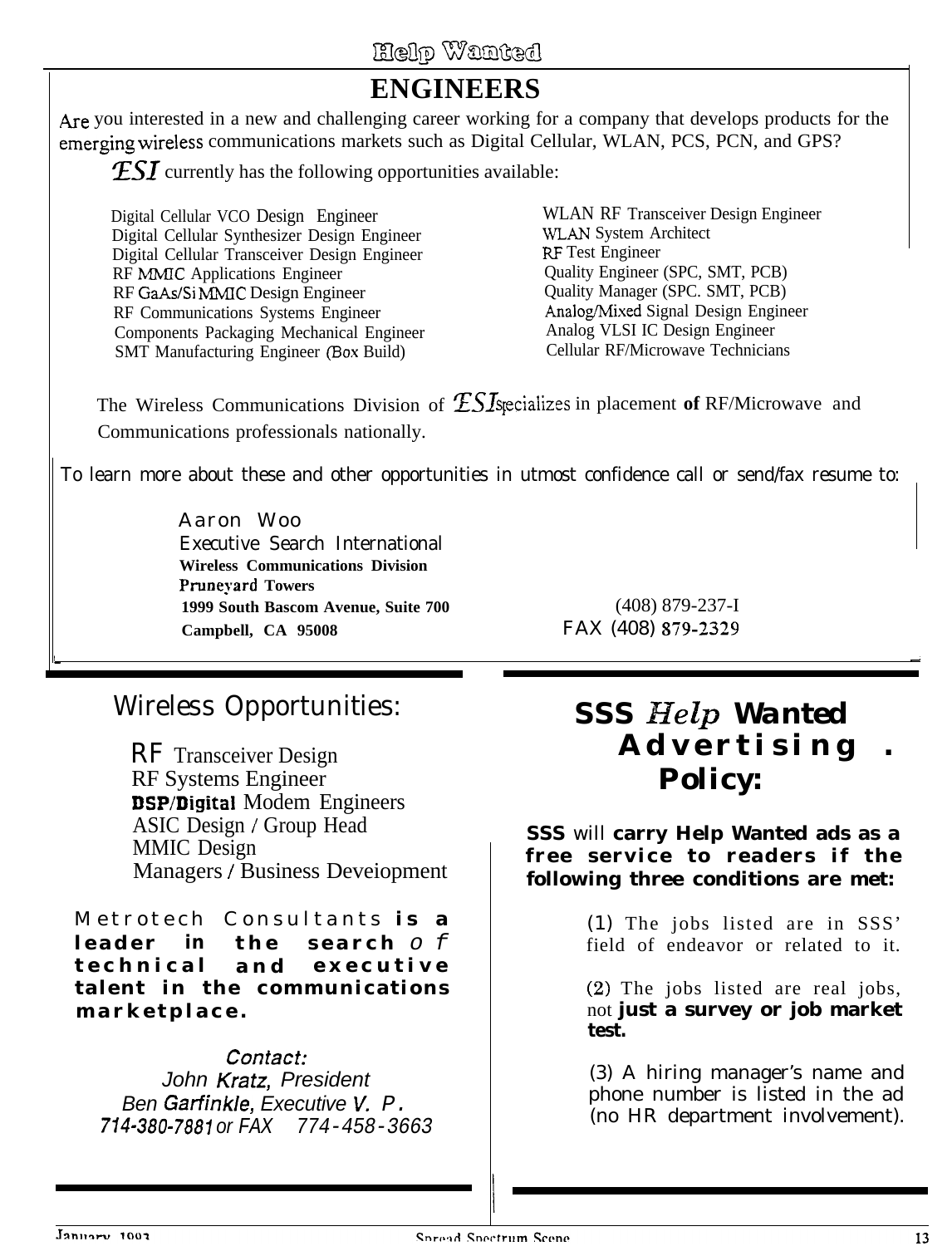# Help Wanted

## ENGINEERS

Are you interested in a new and challenging career working for a company that develops products for the emerging wireless communications markets such as Digital Cellular, WLAN, PCS, PCN, and GPS?

*ESI* currently has the following opportunities available:

- Digital Cellular VCO Design Engineer
- Digital Cellular Synthesizer Design Engineer
- Digital Cellular Transceiver Design Engineer
- RF MMIC Applications Engineer
- RF GaAs/Si MMIC Design Engineer
- RF Communications Systems Engineer
- Components Packaging Mechanical Engineer
- SMT Manufacturing Engineer (Box Build)
- WLAN RF Transceiver Design Engineer
- WLAN System Architect
- RF Test Engineer
- Quality Engineer (SPC, SMT, PCB)
- Quality Manager (SPC. SMT, PCB)
- Analog/Mixed Signal Design Engineer
- Analog VLSI IC Design Engineer
- Cellular RF/Microwave Technicians

The Wireless Communications Division of *ESI* specializes in placement **of** RF/Microwave and Communications professionals nationally.

To learn more about these and other opportunities in utmost confidence call or send/fax resume to:

Aaron Woo
Executive Search International
**Wireless Communications Division**
**Pruneyard Towers**
**1999 South Bascom Avenue, Suite 700**
**Campbell, CA 95008**

(408) 879-237-I
FAX (408) 879-2329

## Wireless Opportunities:

RF Transceiver Design
RF Systems Engineer
**DSP/Digital** Modem Engineers
ASIC Design / Group Head
MMIC Design
Managers / Business Deveiopment

Metrotech Consultants **is a leader in the search of technical and executive talent in the communications marketplace.**

*Contact:*
*John Kratz, President*
*Ben Garfinkle, Executive V. P.*
*714-380-7881 or FAX 774-458-3663*

## SSS *Help* Wanted Advertising Policy:

**SSS** will **carry Help Wanted ads as a free service to readers if the following three conditions are met:**

(1) The jobs listed are in SSS' field of endeavor or related to it.

(2) The jobs listed are real jobs, not **just a survey or job market test.**

(3) A hiring manager's name and phone number is listed in the ad (no HR department involvement).